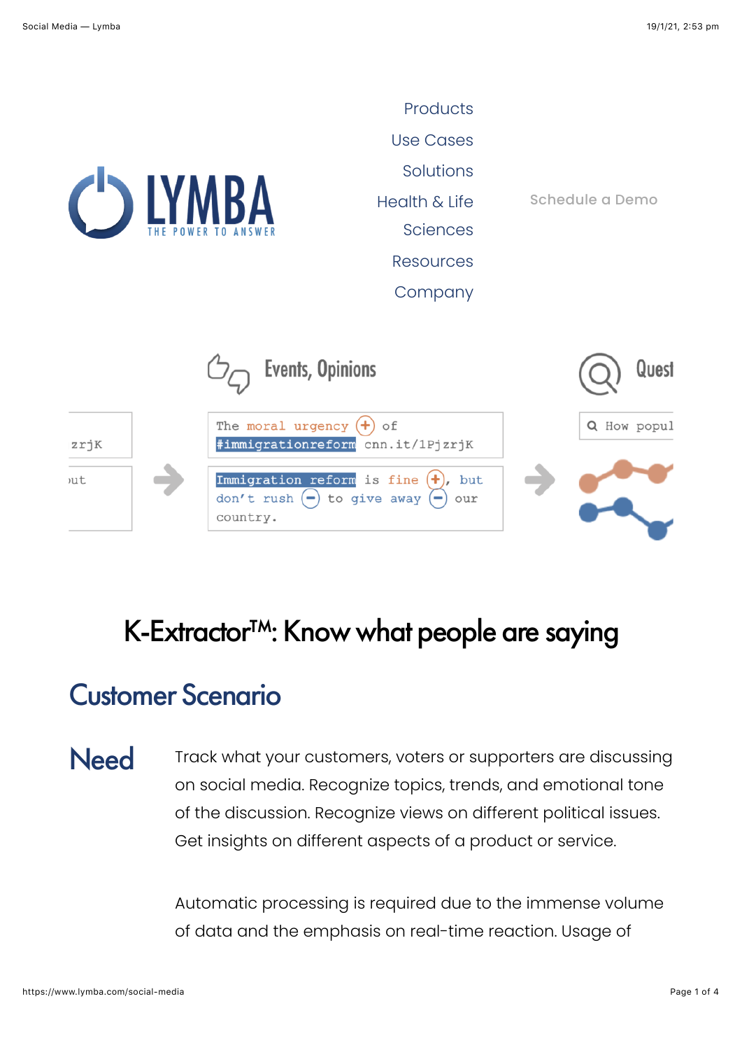Products

Use Cases

Solutions

Health & Life Sciences

Resources

Company

Schedule a Demo

# K-Extractor™: Know what people are saying

## Customer Scenario

### Need

Track what your customers, voters or supporters are discussing on social media. Recognize topics, trends, and emotional tone of the discussion. Recognize views on different political issues. Get insights on different aspects of a product or service.

Automatic processing is required due to the immense volume of data and the emphasis on real-time reaction. Usage of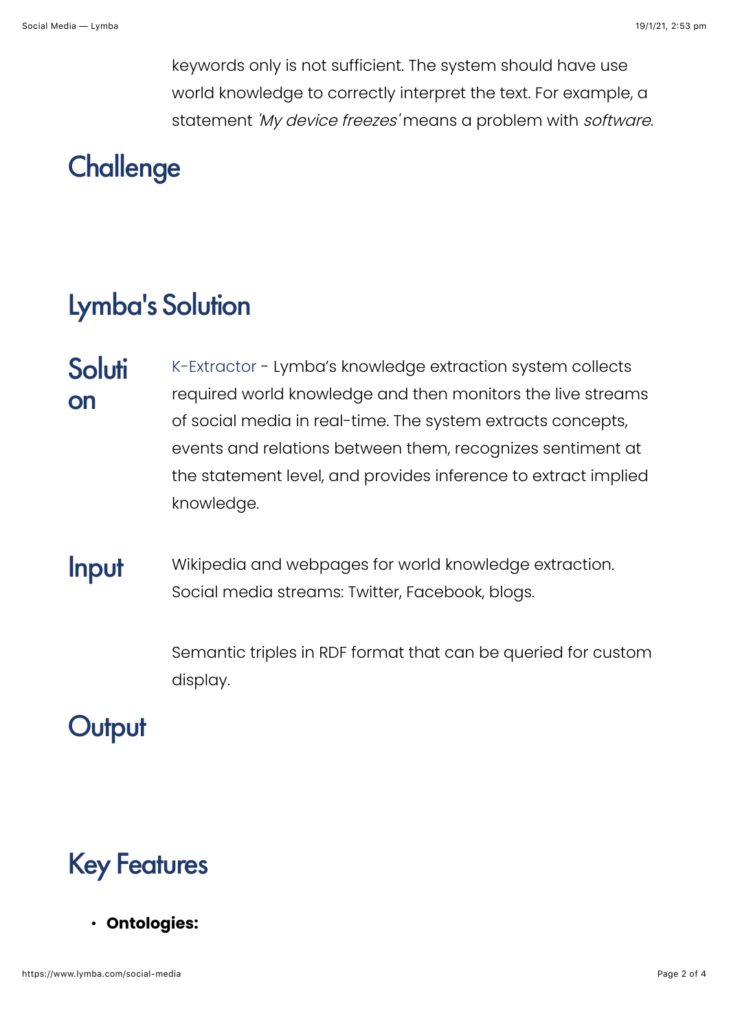keywords only is not sufficient. The system should have use world knowledge to correctly interpret the text. For example, a statement *'My device freezes'* means a problem with *software*.

## Challenge

## Lymba's Solution

### Solution

K-Extractor - Lymba's knowledge extraction system collects required world knowledge and then monitors the live streams of social media in real-time. The system extracts concepts, events and relations between them, recognizes sentiment at the statement level, and provides inference to extract implied knowledge.

### Input

Wikipedia and webpages for world knowledge extraction. Social media streams: Twitter, Facebook, blogs.

Semantic triples in RDF format that can be queried for custom display.

## Output

## Key Features

- **Ontologies:**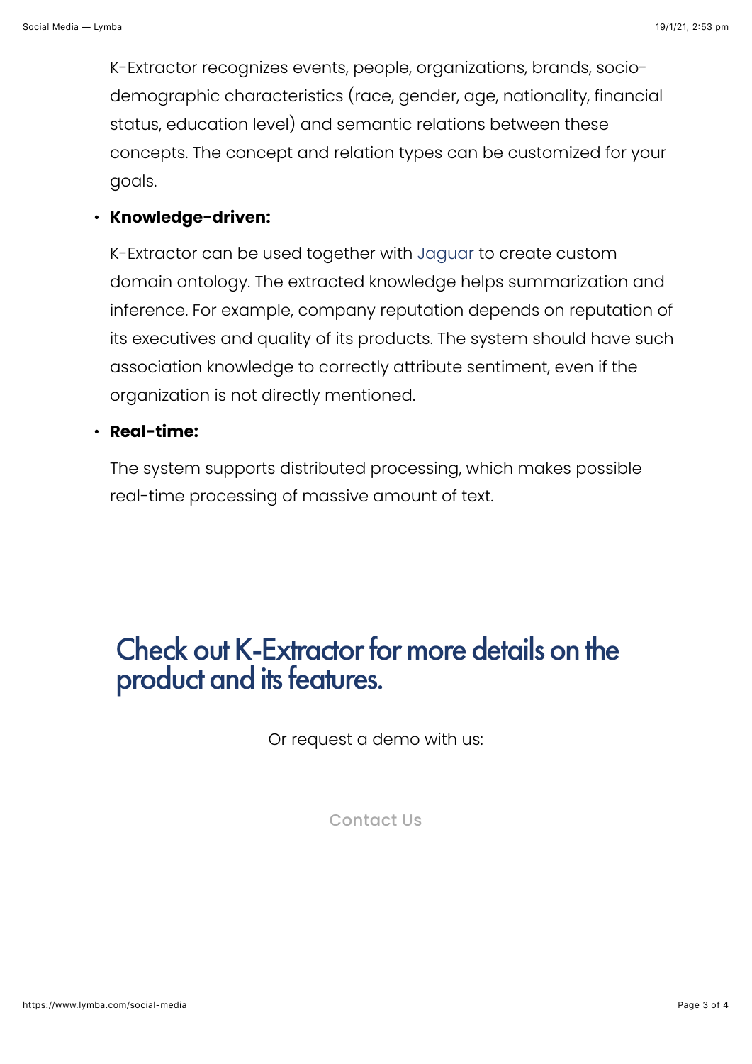K-Extractor recognizes events, people, organizations, brands, socio-demographic characteristics (race, gender, age, nationality, financial status, education level) and semantic relations between these concepts. The concept and relation types can be customized for your goals.

- **Knowledge-driven:**

  K-Extractor can be used together with Jaguar to create custom domain ontology. The extracted knowledge helps summarization and inference. For example, company reputation depends on reputation of its executives and quality of its products. The system should have such association knowledge to correctly attribute sentiment, even if the organization is not directly mentioned.

- **Real-time:**

  The system supports distributed processing, which makes possible real-time processing of massive amount of text.

## Check out K-Extractor for more details on the product and its features.

Or request a demo with us:

Contact Us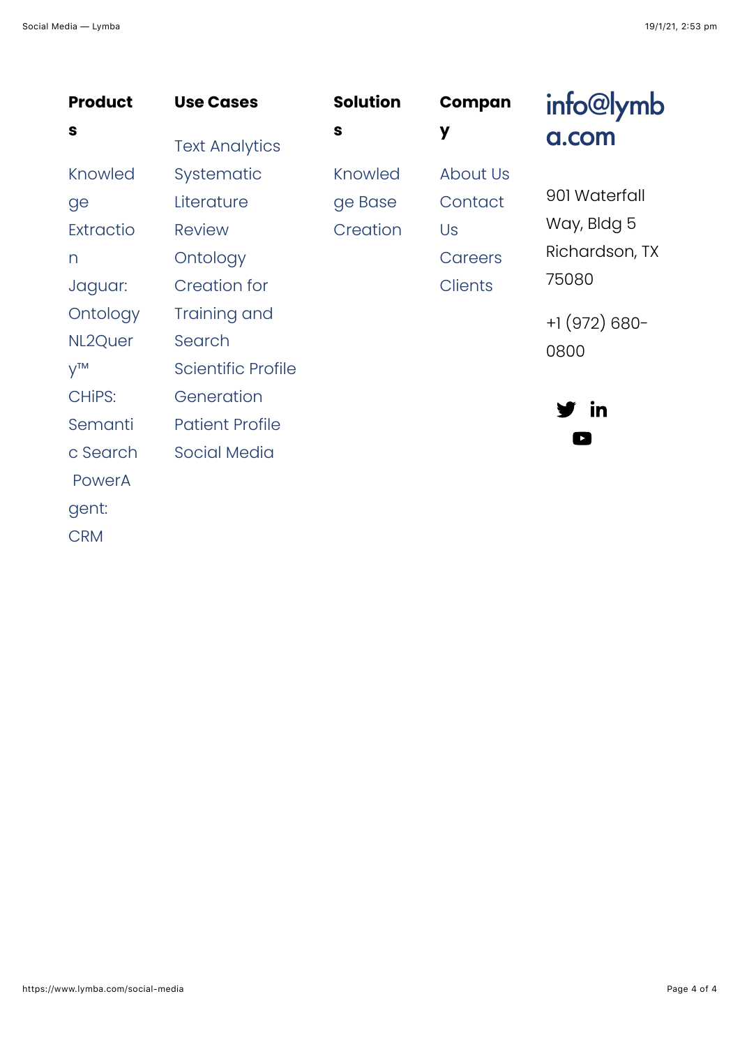**Products**

- Knowledge Extraction
- Jaguar: Ontology
- NL2Query™
- CHiPS: Semantic Search
- PowerAgent: CRM

**Use Cases**

- Text Analytics
- Systematic Literature Review
- Ontology Creation for Training and Search
- Scientific Profile Generation
- Patient Profile
- Social Media

**Solutions**

- Knowledge Base Creation

**Company**

- About Us
- Contact Us
- Careers
- Clients

**info@lymba.com**

901 Waterfall Way, Bldg 5
Richardson, TX 75080

+1 (972) 680-0800